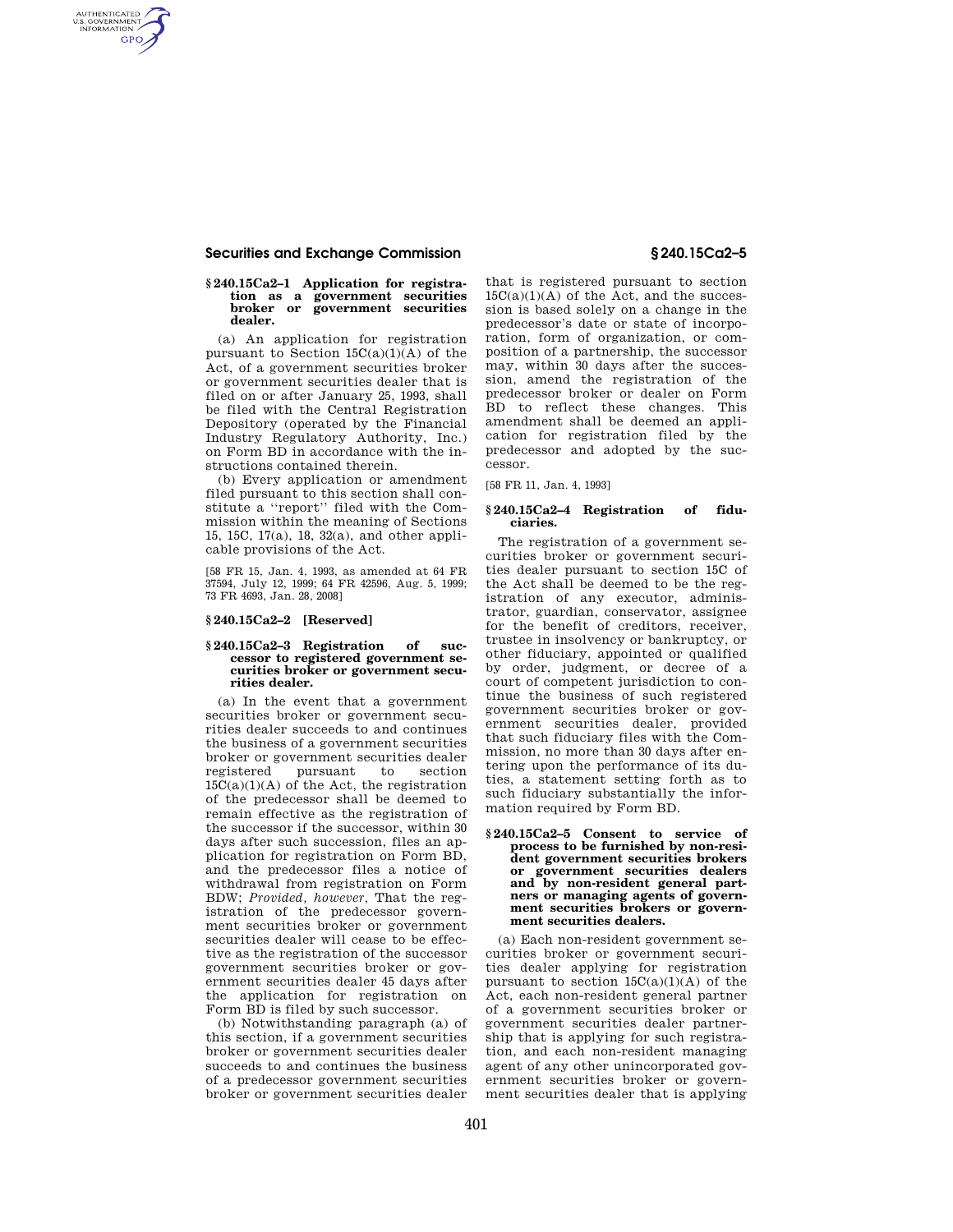### § 240.15Ca2–1 Application for registration as a government securities broker or government securities dealer.

(a) An application for registration pursuant to Section 15C(a)(1)(A) of the Act, of a government securities broker or government securities dealer that is filed on or after January 25, 1993, shall be filed with the Central Registration Depository (operated by the Financial Industry Regulatory Authority, Inc.) on Form BD in accordance with the instructions contained therein.

(b) Every application or amendment filed pursuant to this section shall constitute a ''report'' filed with the Commission within the meaning of Sections 15, 15C, 17(a), 18, 32(a), and other applicable provisions of the Act.

[58 FR 15, Jan. 4, 1993, as amended at 64 FR 37594, July 12, 1999; 64 FR 42596, Aug. 5, 1999; 73 FR 4693, Jan. 28, 2008]

### § 240.15Ca2–2 [Reserved]

### § 240.15Ca2–3 Registration of successor to registered government securities broker or government securities dealer.

(a) In the event that a government securities broker or government securities dealer succeeds to and continues the business of a government securities broker or government securities dealer registered pursuant to section 15C(a)(1)(A) of the Act, the registration of the predecessor shall be deemed to remain effective as the registration of the successor if the successor, within 30 days after such succession, files an application for registration on Form BD, and the predecessor files a notice of withdrawal from registration on Form BDW; *Provided, however,* That the registration of the predecessor government securities broker or government securities dealer will cease to be effective as the registration of the successor government securities broker or government securities dealer 45 days after the application for registration on Form BD is filed by such successor.

(b) Notwithstanding paragraph (a) of this section, if a government securities broker or government securities dealer succeeds to and continues the business of a predecessor government securities broker or government securities dealer that is registered pursuant to section 15C(a)(1)(A) of the Act, and the succession is based solely on a change in the predecessor's date or state of incorporation, form of organization, or composition of a partnership, the successor may, within 30 days after the succession, amend the registration of the predecessor broker or dealer on Form BD to reflect these changes. This amendment shall be deemed an application for registration filed by the predecessor and adopted by the successor.

[58 FR 11, Jan. 4, 1993]

### § 240.15Ca2–4 Registration of fiduciaries.

The registration of a government securities broker or government securities dealer pursuant to section 15C of the Act shall be deemed to be the registration of any executor, administrator, guardian, conservator, assignee for the benefit of creditors, receiver, trustee in insolvency or bankruptcy, or other fiduciary, appointed or qualified by order, judgment, or decree of a court of competent jurisdiction to continue the business of such registered government securities broker or government securities dealer, provided that such fiduciary files with the Commission, no more than 30 days after entering upon the performance of its duties, a statement setting forth as to such fiduciary substantially the information required by Form BD.

### § 240.15Ca2–5 Consent to service of process to be furnished by non-resident government securities brokers or government securities dealers and by non-resident general partners or managing agents of government securities brokers or government securities dealers.

(a) Each non-resident government securities broker or government securities dealer applying for registration pursuant to section 15C(a)(1)(A) of the Act, each non-resident general partner of a government securities broker or government securities dealer partnership that is applying for such registration, and each non-resident managing agent of any other unincorporated government securities broker or government securities dealer that is applying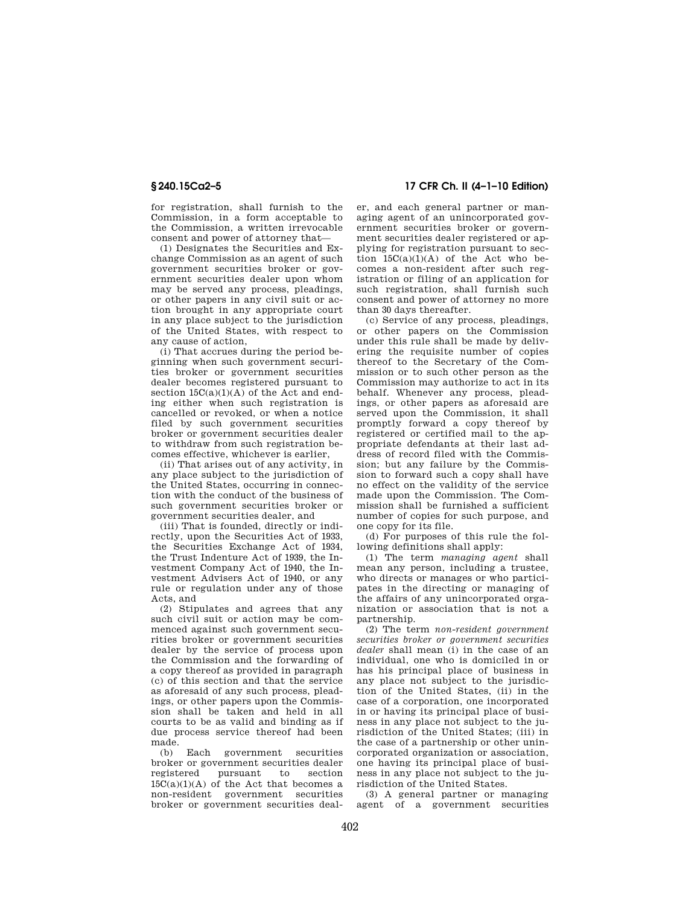for registration, shall furnish to the Commission, in a form acceptable to the Commission, a written irrevocable consent and power of attorney that—

(1) Designates the Securities and Exchange Commission as an agent of such government securities broker or government securities dealer upon whom may be served any process, pleadings, or other papers in any civil suit or action brought in any appropriate court in any place subject to the jurisdiction of the United States, with respect to any cause of action,

(i) That accrues during the period beginning when such government securities broker or government securities dealer becomes registered pursuant to section 15C(a)(1)(A) of the Act and ending either when such registration is cancelled or revoked, or when a notice filed by such government securities broker or government securities dealer to withdraw from such registration becomes effective, whichever is earlier,

(ii) That arises out of any activity, in any place subject to the jurisdiction of the United States, occurring in connection with the conduct of the business of such government securities broker or government securities dealer, and

(iii) That is founded, directly or indirectly, upon the Securities Act of 1933, the Securities Exchange Act of 1934, the Trust Indenture Act of 1939, the Investment Company Act of 1940, the Investment Advisers Act of 1940, or any rule or regulation under any of those Acts, and

(2) Stipulates and agrees that any such civil suit or action may be commenced against such government securities broker or government securities dealer by the service of process upon the Commission and the forwarding of a copy thereof as provided in paragraph (c) of this section and that the service as aforesaid of any such process, pleadings, or other papers upon the Commission shall be taken and held in all courts to be as valid and binding as if due process service thereof had been made.

(b) Each government securities broker or government securities dealer registered pursuant to section 15C(a)(1)(A) of the Act that becomes a non-resident government securities broker or government securities dealer, and each general partner or managing agent of an unincorporated government securities broker or government securities dealer registered or applying for registration pursuant to section 15C(a)(1)(A) of the Act who becomes a non-resident after such registration or filing of an application for such registration, shall furnish such consent and power of attorney no more than 30 days thereafter.

(c) Service of any process, pleadings, or other papers on the Commission under this rule shall be made by delivering the requisite number of copies thereof to the Secretary of the Commission or to such other person as the Commission may authorize to act in its behalf. Whenever any process, pleadings, or other papers as aforesaid are served upon the Commission, it shall promptly forward a copy thereof by registered or certified mail to the appropriate defendants at their last address of record filed with the Commission; but any failure by the Commission to forward such a copy shall have no effect on the validity of the service made upon the Commission. The Commission shall be furnished a sufficient number of copies for such purpose, and one copy for its file.

(d) For purposes of this rule the following definitions shall apply:

(1) The term *managing agent* shall mean any person, including a trustee, who directs or manages or who participates in the directing or managing of the affairs of any unincorporated organization or association that is not a partnership.

(2) The term *non-resident government securities broker or government securities dealer* shall mean (i) in the case of an individual, one who is domiciled in or has his principal place of business in any place not subject to the jurisdiction of the United States, (ii) in the case of a corporation, one incorporated in or having its principal place of business in any place not subject to the jurisdiction of the United States; (iii) in the case of a partnership or other unincorporated organization or association, one having its principal place of business in any place not subject to the jurisdiction of the United States.

(3) A general partner or managing agent of a government securities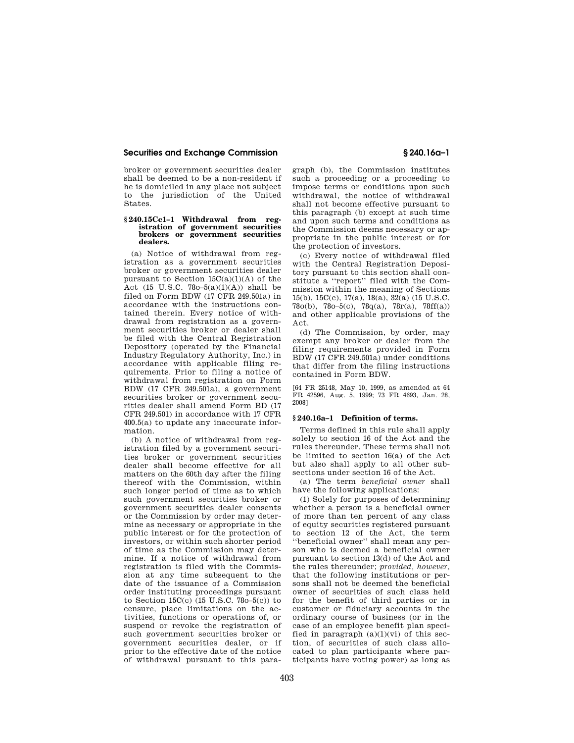broker or government securities dealer shall be deemed to be a non-resident if he is domiciled in any place not subject to the jurisdiction of the United States.

## § 240.15Cc1–1 Withdrawal from registration of government securities brokers or government securities dealers.

(a) Notice of withdrawal from registration as a government securities broker or government securities dealer pursuant to Section 15C(a)(1)(A) of the Act (15 U.S.C. 78o–5(a)(1)(A)) shall be filed on Form BDW (17 CFR 249.501a) in accordance with the instructions contained therein. Every notice of withdrawal from registration as a government securities broker or dealer shall be filed with the Central Registration Depository (operated by the Financial Industry Regulatory Authority, Inc.) in accordance with applicable filing requirements. Prior to filing a notice of withdrawal from registration on Form BDW (17 CFR 249.501a), a government securities broker or government securities dealer shall amend Form BD (17 CFR 249.501) in accordance with 17 CFR 400.5(a) to update any inaccurate information.

(b) A notice of withdrawal from registration filed by a government securities broker or government securities dealer shall become effective for all matters on the 60th day after the filing thereof with the Commission, within such longer period of time as to which such government securities broker or government securities dealer consents or the Commission by order may determine as necessary or appropriate in the public interest or for the protection of investors, or within such shorter period of time as the Commission may determine. If a notice of withdrawal from registration is filed with the Commission at any time subsequent to the date of the issuance of a Commission order instituting proceedings pursuant to Section 15C(c) (15 U.S.C. 78o–5(c)) to censure, place limitations on the activities, functions or operations of, or suspend or revoke the registration of such government securities broker or government securities dealer, or if prior to the effective date of the notice of withdrawal pursuant to this paragraph (b), the Commission institutes such a proceeding or a proceeding to impose terms or conditions upon such withdrawal, the notice of withdrawal shall not become effective pursuant to this paragraph (b) except at such time and upon such terms and conditions as the Commission deems necessary or appropriate in the public interest or for the protection of investors.

(c) Every notice of withdrawal filed with the Central Registration Depository pursuant to this section shall constitute a "report" filed with the Commission within the meaning of Sections 15(b), 15C(c), 17(a), 18(a), 32(a) (15 U.S.C. 78o(b), 78o–5(c), 78q(a), 78r(a), 78ff(a)) and other applicable provisions of the Act.

(d) The Commission, by order, may exempt any broker or dealer from the filing requirements provided in Form BDW (17 CFR 249.501a) under conditions that differ from the filing instructions contained in Form BDW.

[64 FR 25148, May 10, 1999, as amended at 64 FR 42596, Aug. 5, 1999; 73 FR 4693, Jan. 28, 2008]

## § 240.16a–1 Definition of terms.

Terms defined in this rule shall apply solely to section 16 of the Act and the rules thereunder. These terms shall not be limited to section 16(a) of the Act but also shall apply to all other subsections under section 16 of the Act.

(a) The term *beneficial owner* shall have the following applications:

(1) Solely for purposes of determining whether a person is a beneficial owner of more than ten percent of any class of equity securities registered pursuant to section 12 of the Act, the term "beneficial owner" shall mean any person who is deemed a beneficial owner pursuant to section 13(d) of the Act and the rules thereunder; *provided, however,* that the following institutions or persons shall not be deemed the beneficial owner of securities of such class held for the benefit of third parties or in customer or fiduciary accounts in the ordinary course of business (or in the case of an employee benefit plan specified in paragraph (a)(1)(vi) of this section, of securities of such class allocated to plan participants where participants have voting power) as long as